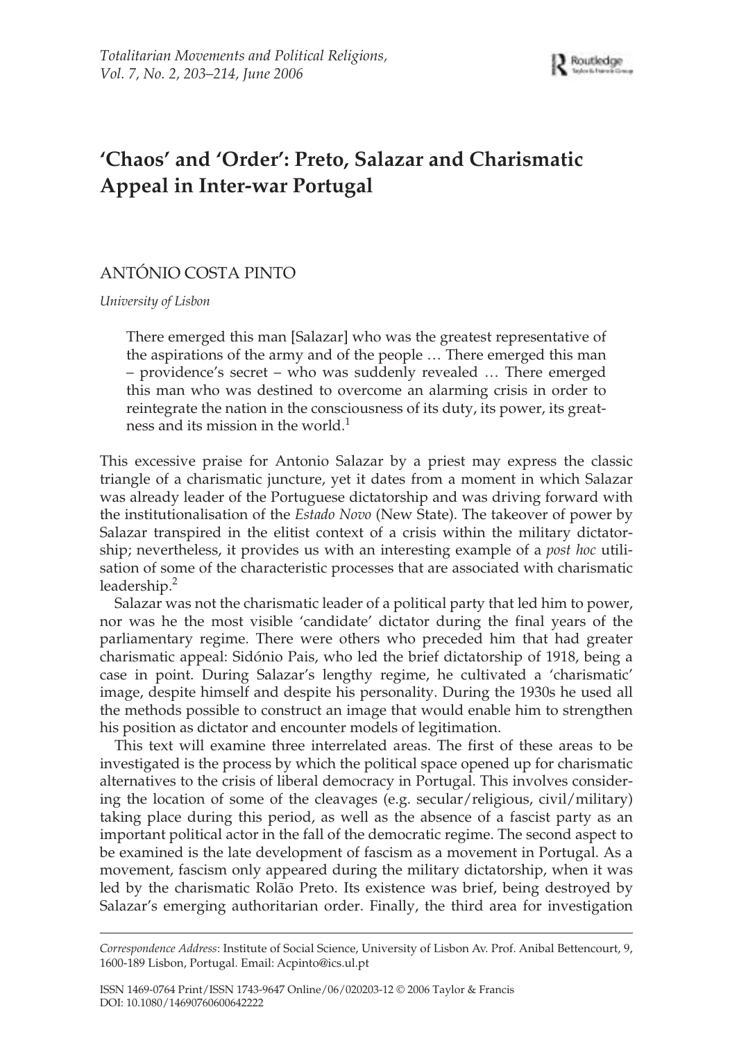# 'Chaos' and 'Order': Preto, Salazar and Charismatic Appeal in Inter-war Portugal

ANTÓNIO COSTA PINTO

*University of Lisbon*

> There emerged this man [Salazar] who was the greatest representative of the aspirations of the army and of the people … There emerged this man – providence's secret – who was suddenly revealed … There emerged this man who was destined to overcome an alarming crisis in order to reintegrate the nation in the consciousness of its duty, its power, its greatness and its mission in the world.[1]

This excessive praise for Antonio Salazar by a priest may express the classic triangle of a charismatic juncture, yet it dates from a moment in which Salazar was already leader of the Portuguese dictatorship and was driving forward with the institutionalisation of the *Estado Novo* (New State). The takeover of power by Salazar transpired in the elitist context of a crisis within the military dictatorship; nevertheless, it provides us with an interesting example of a *post hoc* utilisation of some of the characteristic processes that are associated with charismatic leadership.[2]

Salazar was not the charismatic leader of a political party that led him to power, nor was he the most visible 'candidate' dictator during the final years of the parliamentary regime. There were others who preceded him that had greater charismatic appeal: Sidónio Pais, who led the brief dictatorship of 1918, being a case in point. During Salazar's lengthy regime, he cultivated a 'charismatic' image, despite himself and despite his personality. During the 1930s he used all the methods possible to construct an image that would enable him to strengthen his position as dictator and encounter models of legitimation.

This text will examine three interrelated areas. The first of these areas to be investigated is the process by which the political space opened up for charismatic alternatives to the crisis of liberal democracy in Portugal. This involves considering the location of some of the cleavages (e.g. secular/religious, civil/military) taking place during this period, as well as the absence of a fascist party as an important political actor in the fall of the democratic regime. The second aspect to be examined is the late development of fascism as a movement in Portugal. As a movement, fascism only appeared during the military dictatorship, when it was led by the charismatic Rolão Preto. Its existence was brief, being destroyed by Salazar's emerging authoritarian order. Finally, the third area for investigation

*Correspondence Address*: Institute of Social Science, University of Lisbon Av. Prof. Anibal Bettencourt, 9, 1600-189 Lisbon, Portugal. Email: Acpinto@ics.ul.pt

ISSN 1469-0764 Print/ISSN 1743-9647 Online/06/020203-12 © 2006 Taylor & Francis
DOI: 10.1080/14690760600642222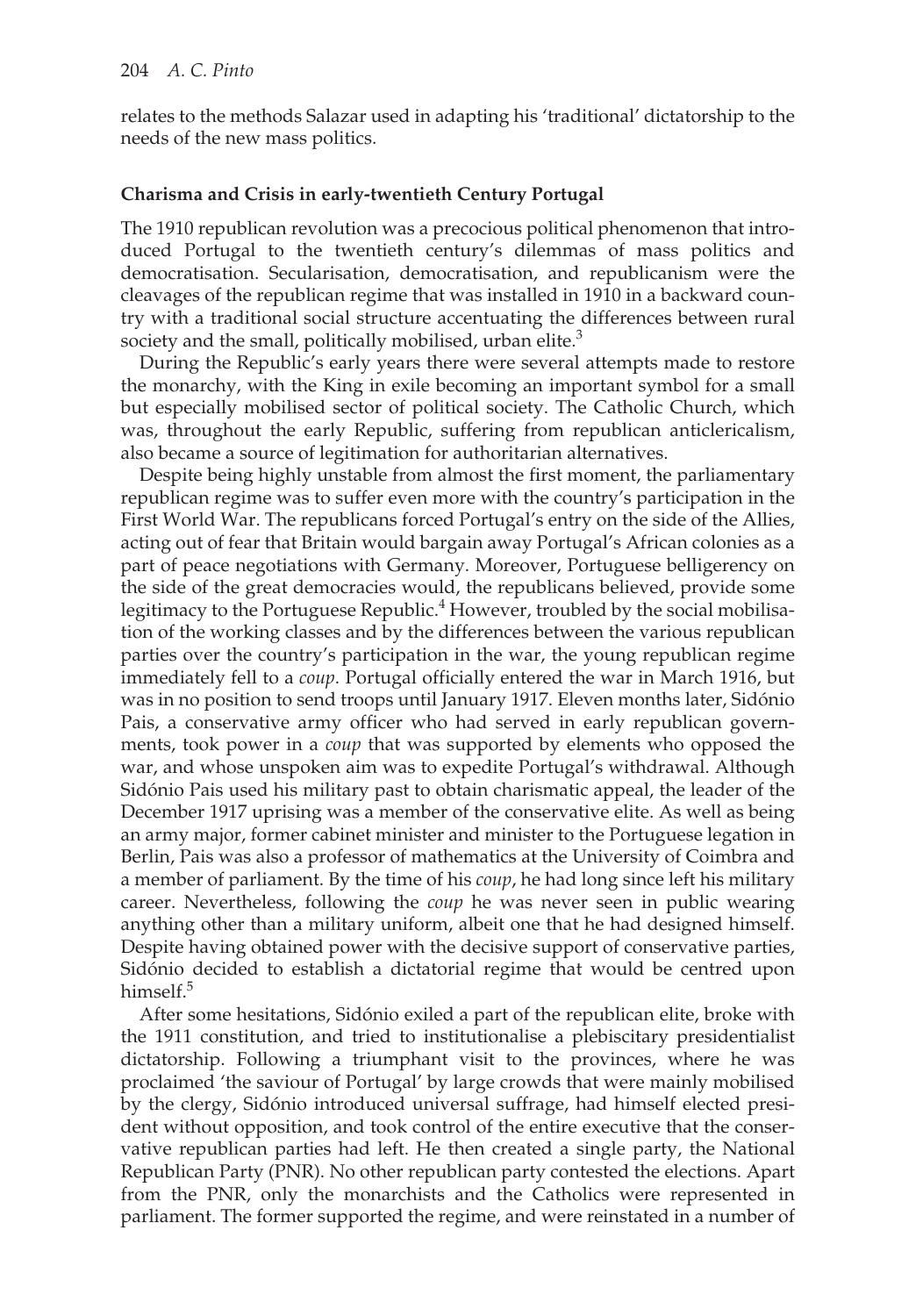relates to the methods Salazar used in adapting his 'traditional' dictatorship to the needs of the new mass politics.

## Charisma and Crisis in early-twentieth Century Portugal

The 1910 republican revolution was a precocious political phenomenon that introduced Portugal to the twentieth century's dilemmas of mass politics and democratisation. Secularisation, democratisation, and republicanism were the cleavages of the republican regime that was installed in 1910 in a backward country with a traditional social structure accentuating the differences between rural society and the small, politically mobilised, urban elite.[3]

During the Republic's early years there were several attempts made to restore the monarchy, with the King in exile becoming an important symbol for a small but especially mobilised sector of political society. The Catholic Church, which was, throughout the early Republic, suffering from republican anticlericalism, also became a source of legitimation for authoritarian alternatives.

Despite being highly unstable from almost the first moment, the parliamentary republican regime was to suffer even more with the country's participation in the First World War. The republicans forced Portugal's entry on the side of the Allies, acting out of fear that Britain would bargain away Portugal's African colonies as a part of peace negotiations with Germany. Moreover, Portuguese belligerency on the side of the great democracies would, the republicans believed, provide some legitimacy to the Portuguese Republic.[4] However, troubled by the social mobilisation of the working classes and by the differences between the various republican parties over the country's participation in the war, the young republican regime immediately fell to a *coup*. Portugal officially entered the war in March 1916, but was in no position to send troops until January 1917. Eleven months later, Sidónio Pais, a conservative army officer who had served in early republican governments, took power in a *coup* that was supported by elements who opposed the war, and whose unspoken aim was to expedite Portugal's withdrawal. Although Sidónio Pais used his military past to obtain charismatic appeal, the leader of the December 1917 uprising was a member of the conservative elite. As well as being an army major, former cabinet minister and minister to the Portuguese legation in Berlin, Pais was also a professor of mathematics at the University of Coimbra and a member of parliament. By the time of his *coup*, he had long since left his military career. Nevertheless, following the *coup* he was never seen in public wearing anything other than a military uniform, albeit one that he had designed himself. Despite having obtained power with the decisive support of conservative parties, Sidónio decided to establish a dictatorial regime that would be centred upon himself.[5]

After some hesitations, Sidónio exiled a part of the republican elite, broke with the 1911 constitution, and tried to institutionalise a plebiscitary presidentialist dictatorship. Following a triumphant visit to the provinces, where he was proclaimed 'the saviour of Portugal' by large crowds that were mainly mobilised by the clergy, Sidónio introduced universal suffrage, had himself elected president without opposition, and took control of the entire executive that the conservative republican parties had left. He then created a single party, the National Republican Party (PNR). No other republican party contested the elections. Apart from the PNR, only the monarchists and the Catholics were represented in parliament. The former supported the regime, and were reinstated in a number of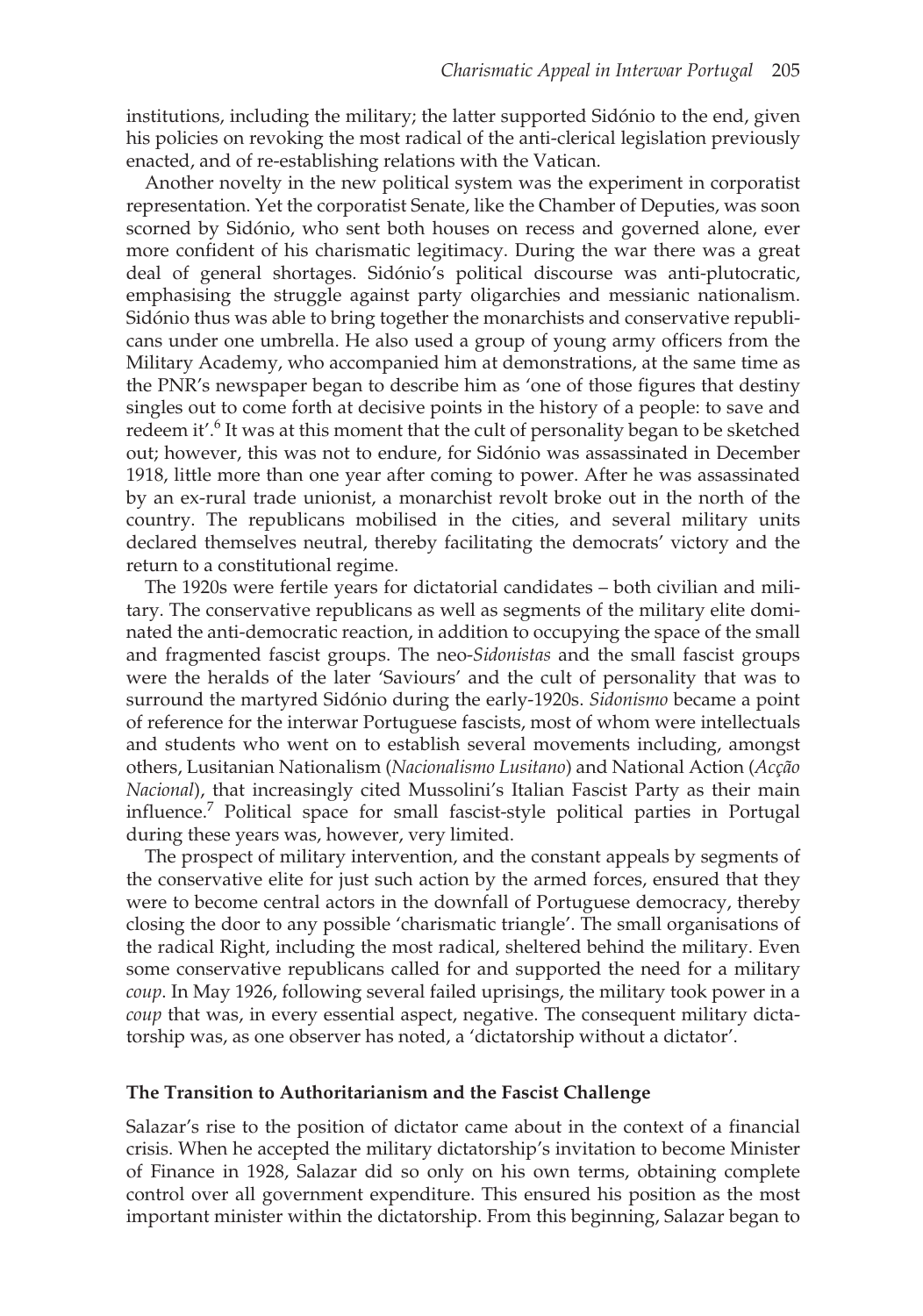institutions, including the military; the latter supported Sidónio to the end, given his policies on revoking the most radical of the anti-clerical legislation previously enacted, and of re-establishing relations with the Vatican.

Another novelty in the new political system was the experiment in corporatist representation. Yet the corporatist Senate, like the Chamber of Deputies, was soon scorned by Sidónio, who sent both houses on recess and governed alone, ever more confident of his charismatic legitimacy. During the war there was a great deal of general shortages. Sidónio's political discourse was anti-plutocratic, emphasising the struggle against party oligarchies and messianic nationalism. Sidónio thus was able to bring together the monarchists and conservative republicans under one umbrella. He also used a group of young army officers from the Military Academy, who accompanied him at demonstrations, at the same time as the PNR's newspaper began to describe him as 'one of those figures that destiny singles out to come forth at decisive points in the history of a people: to save and redeem it'.[6] It was at this moment that the cult of personality began to be sketched out; however, this was not to endure, for Sidónio was assassinated in December 1918, little more than one year after coming to power. After he was assassinated by an ex-rural trade unionist, a monarchist revolt broke out in the north of the country. The republicans mobilised in the cities, and several military units declared themselves neutral, thereby facilitating the democrats' victory and the return to a constitutional regime.

The 1920s were fertile years for dictatorial candidates – both civilian and military. The conservative republicans as well as segments of the military elite dominated the anti-democratic reaction, in addition to occupying the space of the small and fragmented fascist groups. The neo-*Sidonistas* and the small fascist groups were the heralds of the later 'Saviours' and the cult of personality that was to surround the martyred Sidónio during the early-1920s. *Sidonismo* became a point of reference for the interwar Portuguese fascists, most of whom were intellectuals and students who went on to establish several movements including, amongst others, Lusitanian Nationalism (*Nacionalismo Lusitano*) and National Action (*Acção Nacional*), that increasingly cited Mussolini's Italian Fascist Party as their main influence.[7] Political space for small fascist-style political parties in Portugal during these years was, however, very limited.

The prospect of military intervention, and the constant appeals by segments of the conservative elite for just such action by the armed forces, ensured that they were to become central actors in the downfall of Portuguese democracy, thereby closing the door to any possible 'charismatic triangle'. The small organisations of the radical Right, including the most radical, sheltered behind the military. Even some conservative republicans called for and supported the need for a military *coup*. In May 1926, following several failed uprisings, the military took power in a *coup* that was, in every essential aspect, negative. The consequent military dictatorship was, as one observer has noted, a 'dictatorship without a dictator'.

## The Transition to Authoritarianism and the Fascist Challenge

Salazar's rise to the position of dictator came about in the context of a financial crisis. When he accepted the military dictatorship's invitation to become Minister of Finance in 1928, Salazar did so only on his own terms, obtaining complete control over all government expenditure. This ensured his position as the most important minister within the dictatorship. From this beginning, Salazar began to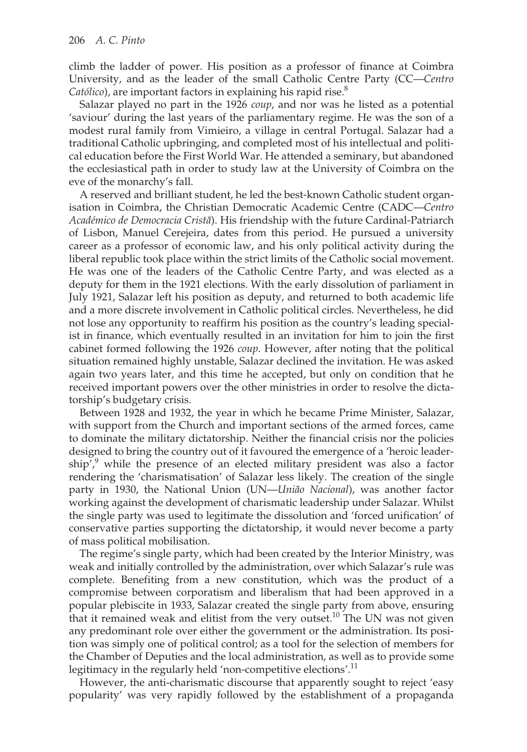climb the ladder of power. His position as a professor of finance at Coimbra University, and as the leader of the small Catholic Centre Party (CC—*Centro Católico*), are important factors in explaining his rapid rise.[8]

Salazar played no part in the 1926 *coup*, and nor was he listed as a potential 'saviour' during the last years of the parliamentary regime. He was the son of a modest rural family from Vimieiro, a village in central Portugal. Salazar had a traditional Catholic upbringing, and completed most of his intellectual and political education before the First World War. He attended a seminary, but abandoned the ecclesiastical path in order to study law at the University of Coimbra on the eve of the monarchy's fall.

A reserved and brilliant student, he led the best-known Catholic student organisation in Coimbra, the Christian Democratic Academic Centre (CADC—*Centro Académico de Democracia Cristã*). His friendship with the future Cardinal-Patriarch of Lisbon, Manuel Cerejeira, dates from this period. He pursued a university career as a professor of economic law, and his only political activity during the liberal republic took place within the strict limits of the Catholic social movement. He was one of the leaders of the Catholic Centre Party, and was elected as a deputy for them in the 1921 elections. With the early dissolution of parliament in July 1921, Salazar left his position as deputy, and returned to both academic life and a more discrete involvement in Catholic political circles. Nevertheless, he did not lose any opportunity to reaffirm his position as the country's leading specialist in finance, which eventually resulted in an invitation for him to join the first cabinet formed following the 1926 *coup*. However, after noting that the political situation remained highly unstable, Salazar declined the invitation. He was asked again two years later, and this time he accepted, but only on condition that he received important powers over the other ministries in order to resolve the dictatorship's budgetary crisis.

Between 1928 and 1932, the year in which he became Prime Minister, Salazar, with support from the Church and important sections of the armed forces, came to dominate the military dictatorship. Neither the financial crisis nor the policies designed to bring the country out of it favoured the emergence of a 'heroic leadership',[9] while the presence of an elected military president was also a factor rendering the 'charismatisation' of Salazar less likely. The creation of the single party in 1930, the National Union (UN—*União Nacional*), was another factor working against the development of charismatic leadership under Salazar. Whilst the single party was used to legitimate the dissolution and 'forced unification' of conservative parties supporting the dictatorship, it would never become a party of mass political mobilisation.

The regime's single party, which had been created by the Interior Ministry, was weak and initially controlled by the administration, over which Salazar's rule was complete. Benefiting from a new constitution, which was the product of a compromise between corporatism and liberalism that had been approved in a popular plebiscite in 1933, Salazar created the single party from above, ensuring that it remained weak and elitist from the very outset.[10] The UN was not given any predominant role over either the government or the administration. Its position was simply one of political control; as a tool for the selection of members for the Chamber of Deputies and the local administration, as well as to provide some legitimacy in the regularly held 'non-competitive elections'.[11]

However, the anti-charismatic discourse that apparently sought to reject 'easy popularity' was very rapidly followed by the establishment of a propaganda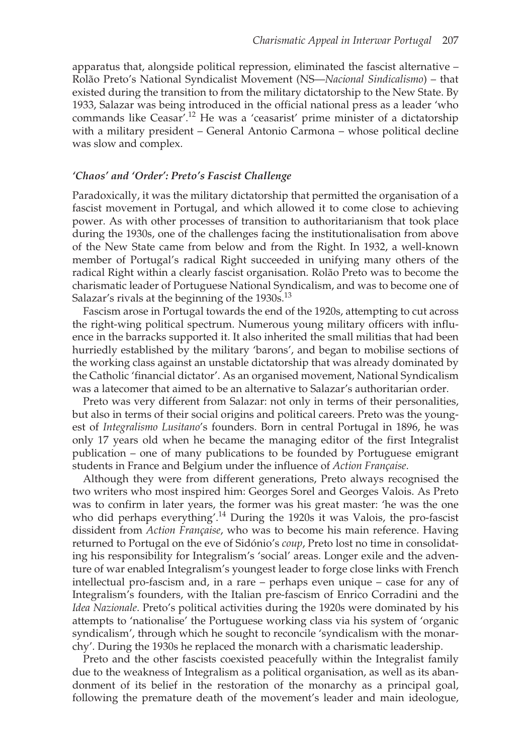apparatus that, alongside political repression, eliminated the fascist alternative – Rolão Preto's National Syndicalist Movement (NS—*Nacional Sindicalismo*) – that existed during the transition to from the military dictatorship to the New State. By 1933, Salazar was being introduced in the official national press as a leader 'who commands like Ceasar'.[12] He was a 'ceasarist' prime minister of a dictatorship with a military president – General Antonio Carmona – whose political decline was slow and complex.

### *'Chaos' and 'Order': Preto's Fascist Challenge*

Paradoxically, it was the military dictatorship that permitted the organisation of a fascist movement in Portugal, and which allowed it to come close to achieving power. As with other processes of transition to authoritarianism that took place during the 1930s, one of the challenges facing the institutionalisation from above of the New State came from below and from the Right. In 1932, a well-known member of Portugal's radical Right succeeded in unifying many others of the radical Right within a clearly fascist organisation. Rolão Preto was to become the charismatic leader of Portuguese National Syndicalism, and was to become one of Salazar's rivals at the beginning of the 1930s.[13]

Fascism arose in Portugal towards the end of the 1920s, attempting to cut across the right-wing political spectrum. Numerous young military officers with influence in the barracks supported it. It also inherited the small militias that had been hurriedly established by the military 'barons', and began to mobilise sections of the working class against an unstable dictatorship that was already dominated by the Catholic 'financial dictator'. As an organised movement, National Syndicalism was a latecomer that aimed to be an alternative to Salazar's authoritarian order.

Preto was very different from Salazar: not only in terms of their personalities, but also in terms of their social origins and political careers. Preto was the youngest of *Integralismo Lusitano*'s founders. Born in central Portugal in 1896, he was only 17 years old when he became the managing editor of the first Integralist publication – one of many publications to be founded by Portuguese emigrant students in France and Belgium under the influence of *Action Française*.

Although they were from different generations, Preto always recognised the two writers who most inspired him: Georges Sorel and Georges Valois. As Preto was to confirm in later years, the former was his great master: 'he was the one who did perhaps everything'.[14] During the 1920s it was Valois, the pro-fascist dissident from *Action Française*, who was to become his main reference. Having returned to Portugal on the eve of Sidónio's *coup*, Preto lost no time in consolidating his responsibility for Integralism's 'social' areas. Longer exile and the adventure of war enabled Integralism's youngest leader to forge close links with French intellectual pro-fascism and, in a rare – perhaps even unique – case for any of Integralism's founders, with the Italian pre-fascism of Enrico Corradini and the *Idea Nazionale*. Preto's political activities during the 1920s were dominated by his attempts to 'nationalise' the Portuguese working class via his system of 'organic syndicalism', through which he sought to reconcile 'syndicalism with the monarchy'. During the 1930s he replaced the monarch with a charismatic leadership.

Preto and the other fascists coexisted peacefully within the Integralist family due to the weakness of Integralism as a political organisation, as well as its abandonment of its belief in the restoration of the monarchy as a principal goal, following the premature death of the movement's leader and main ideologue,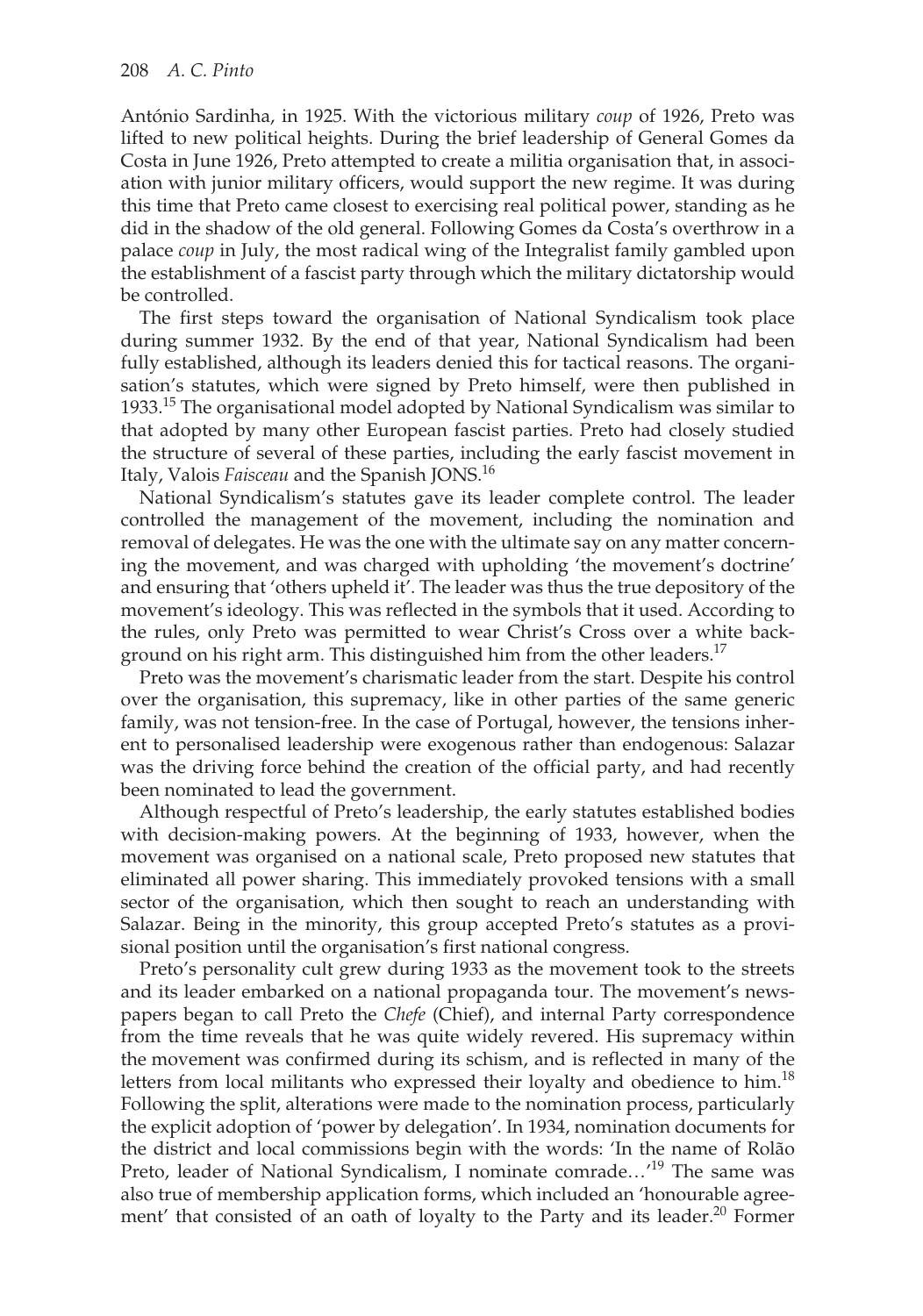António Sardinha, in 1925. With the victorious military *coup* of 1926, Preto was lifted to new political heights. During the brief leadership of General Gomes da Costa in June 1926, Preto attempted to create a militia organisation that, in association with junior military officers, would support the new regime. It was during this time that Preto came closest to exercising real political power, standing as he did in the shadow of the old general. Following Gomes da Costa's overthrow in a palace *coup* in July, the most radical wing of the Integralist family gambled upon the establishment of a fascist party through which the military dictatorship would be controlled.

The first steps toward the organisation of National Syndicalism took place during summer 1932. By the end of that year, National Syndicalism had been fully established, although its leaders denied this for tactical reasons. The organisation's statutes, which were signed by Preto himself, were then published in 1933.[15] The organisational model adopted by National Syndicalism was similar to that adopted by many other European fascist parties. Preto had closely studied the structure of several of these parties, including the early fascist movement in Italy, Valois *Faisceau* and the Spanish JONS.[16]

National Syndicalism's statutes gave its leader complete control. The leader controlled the management of the movement, including the nomination and removal of delegates. He was the one with the ultimate say on any matter concerning the movement, and was charged with upholding 'the movement's doctrine' and ensuring that 'others upheld it'. The leader was thus the true depository of the movement's ideology. This was reflected in the symbols that it used. According to the rules, only Preto was permitted to wear Christ's Cross over a white background on his right arm. This distinguished him from the other leaders.[17]

Preto was the movement's charismatic leader from the start. Despite his control over the organisation, this supremacy, like in other parties of the same generic family, was not tension-free. In the case of Portugal, however, the tensions inherent to personalised leadership were exogenous rather than endogenous: Salazar was the driving force behind the creation of the official party, and had recently been nominated to lead the government.

Although respectful of Preto's leadership, the early statutes established bodies with decision-making powers. At the beginning of 1933, however, when the movement was organised on a national scale, Preto proposed new statutes that eliminated all power sharing. This immediately provoked tensions with a small sector of the organisation, which then sought to reach an understanding with Salazar. Being in the minority, this group accepted Preto's statutes as a provisional position until the organisation's first national congress.

Preto's personality cult grew during 1933 as the movement took to the streets and its leader embarked on a national propaganda tour. The movement's newspapers began to call Preto the *Chefe* (Chief), and internal Party correspondence from the time reveals that he was quite widely revered. His supremacy within the movement was confirmed during its schism, and is reflected in many of the letters from local militants who expressed their loyalty and obedience to him.[18] Following the split, alterations were made to the nomination process, particularly the explicit adoption of 'power by delegation'. In 1934, nomination documents for the district and local commissions begin with the words: 'In the name of Rolão Preto, leader of National Syndicalism, I nominate comrade…'[19] The same was also true of membership application forms, which included an 'honourable agreement' that consisted of an oath of loyalty to the Party and its leader.[20] Former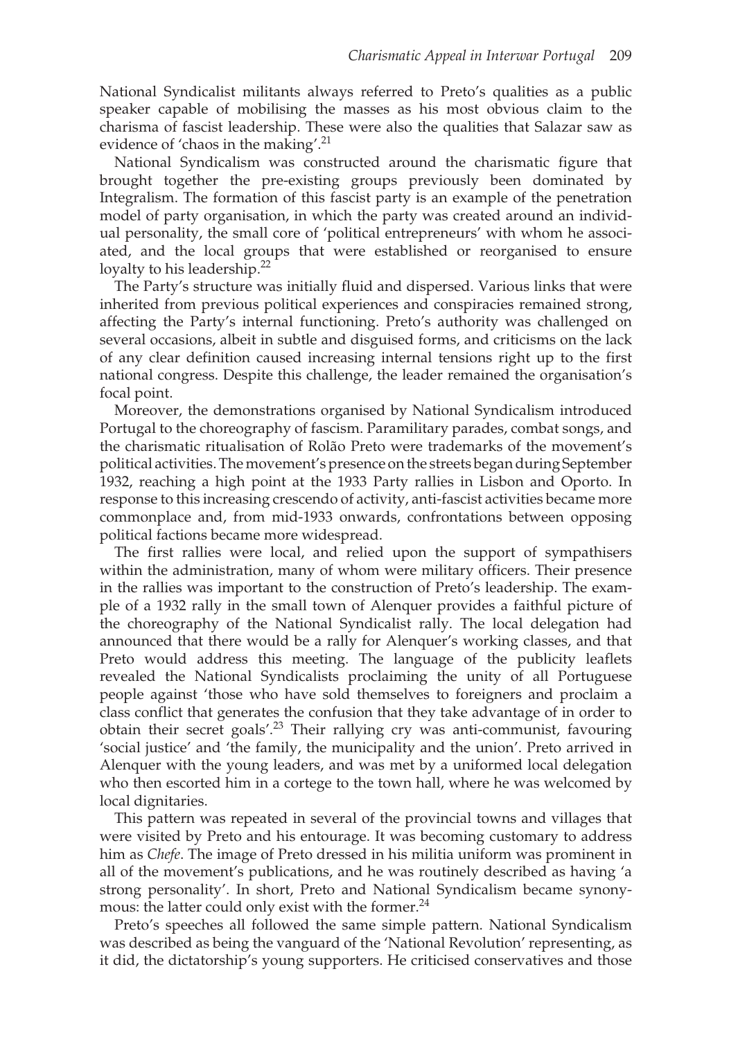National Syndicalist militants always referred to Preto's qualities as a public speaker capable of mobilising the masses as his most obvious claim to the charisma of fascist leadership. These were also the qualities that Salazar saw as evidence of 'chaos in the making'.[21]

National Syndicalism was constructed around the charismatic figure that brought together the pre-existing groups previously been dominated by Integralism. The formation of this fascist party is an example of the penetration model of party organisation, in which the party was created around an individual personality, the small core of 'political entrepreneurs' with whom he associated, and the local groups that were established or reorganised to ensure loyalty to his leadership.[22]

The Party's structure was initially fluid and dispersed. Various links that were inherited from previous political experiences and conspiracies remained strong, affecting the Party's internal functioning. Preto's authority was challenged on several occasions, albeit in subtle and disguised forms, and criticisms on the lack of any clear definition caused increasing internal tensions right up to the first national congress. Despite this challenge, the leader remained the organisation's focal point.

Moreover, the demonstrations organised by National Syndicalism introduced Portugal to the choreography of fascism. Paramilitary parades, combat songs, and the charismatic ritualisation of Rolão Preto were trademarks of the movement's political activities. The movement's presence on the streets began during September 1932, reaching a high point at the 1933 Party rallies in Lisbon and Oporto. In response to this increasing crescendo of activity, anti-fascist activities became more commonplace and, from mid-1933 onwards, confrontations between opposing political factions became more widespread.

The first rallies were local, and relied upon the support of sympathisers within the administration, many of whom were military officers. Their presence in the rallies was important to the construction of Preto's leadership. The example of a 1932 rally in the small town of Alenquer provides a faithful picture of the choreography of the National Syndicalist rally. The local delegation had announced that there would be a rally for Alenquer's working classes, and that Preto would address this meeting. The language of the publicity leaflets revealed the National Syndicalists proclaiming the unity of all Portuguese people against 'those who have sold themselves to foreigners and proclaim a class conflict that generates the confusion that they take advantage of in order to obtain their secret goals'.[23] Their rallying cry was anti-communist, favouring 'social justice' and 'the family, the municipality and the union'. Preto arrived in Alenquer with the young leaders, and was met by a uniformed local delegation who then escorted him in a cortege to the town hall, where he was welcomed by local dignitaries.

This pattern was repeated in several of the provincial towns and villages that were visited by Preto and his entourage. It was becoming customary to address him as *Chefe*. The image of Preto dressed in his militia uniform was prominent in all of the movement's publications, and he was routinely described as having 'a strong personality'. In short, Preto and National Syndicalism became synonymous: the latter could only exist with the former.[24]

Preto's speeches all followed the same simple pattern. National Syndicalism was described as being the vanguard of the 'National Revolution' representing, as it did, the dictatorship's young supporters. He criticised conservatives and those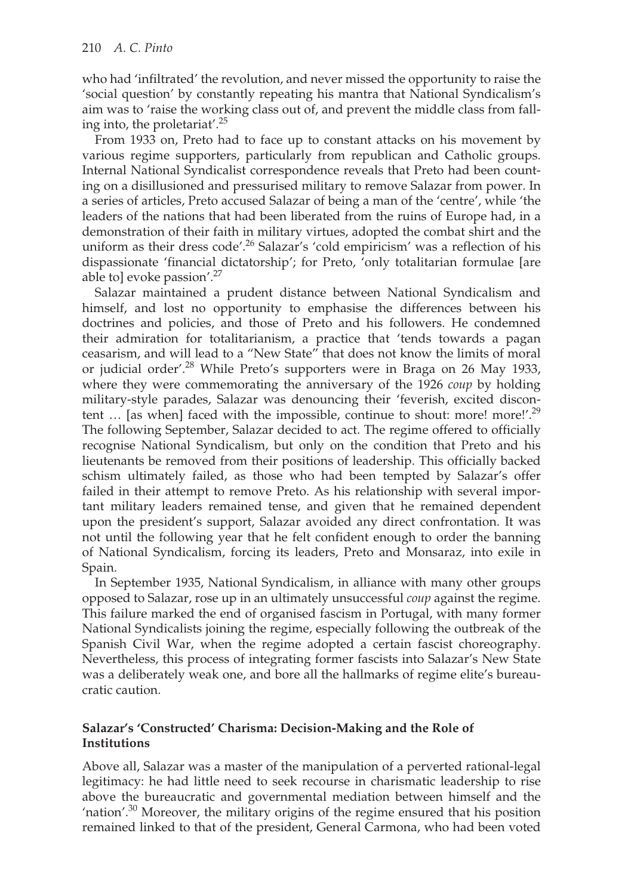who had 'infiltrated' the revolution, and never missed the opportunity to raise the 'social question' by constantly repeating his mantra that National Syndicalism's aim was to 'raise the working class out of, and prevent the middle class from falling into, the proletariat'.[25]

From 1933 on, Preto had to face up to constant attacks on his movement by various regime supporters, particularly from republican and Catholic groups. Internal National Syndicalist correspondence reveals that Preto had been counting on a disillusioned and pressurised military to remove Salazar from power. In a series of articles, Preto accused Salazar of being a man of the 'centre', while 'the leaders of the nations that had been liberated from the ruins of Europe had, in a demonstration of their faith in military virtues, adopted the combat shirt and the uniform as their dress code'.[26] Salazar's 'cold empiricism' was a reflection of his dispassionate 'financial dictatorship'; for Preto, 'only totalitarian formulae [are able to] evoke passion'.[27]

Salazar maintained a prudent distance between National Syndicalism and himself, and lost no opportunity to emphasise the differences between his doctrines and policies, and those of Preto and his followers. He condemned their admiration for totalitarianism, a practice that 'tends towards a pagan ceasarism, and will lead to a "New State" that does not know the limits of moral or judicial order'.[28] While Preto's supporters were in Braga on 26 May 1933, where they were commemorating the anniversary of the 1926 *coup* by holding military-style parades, Salazar was denouncing their 'feverish, excited discontent … [as when] faced with the impossible, continue to shout: more! more!'.[29] The following September, Salazar decided to act. The regime offered to officially recognise National Syndicalism, but only on the condition that Preto and his lieutenants be removed from their positions of leadership. This officially backed schism ultimately failed, as those who had been tempted by Salazar's offer failed in their attempt to remove Preto. As his relationship with several important military leaders remained tense, and given that he remained dependent upon the president's support, Salazar avoided any direct confrontation. It was not until the following year that he felt confident enough to order the banning of National Syndicalism, forcing its leaders, Preto and Monsaraz, into exile in Spain.

In September 1935, National Syndicalism, in alliance with many other groups opposed to Salazar, rose up in an ultimately unsuccessful *coup* against the regime. This failure marked the end of organised fascism in Portugal, with many former National Syndicalists joining the regime, especially following the outbreak of the Spanish Civil War, when the regime adopted a certain fascist choreography. Nevertheless, this process of integrating former fascists into Salazar's New State was a deliberately weak one, and bore all the hallmarks of regime elite's bureaucratic caution.

### Salazar's 'Constructed' Charisma: Decision-Making and the Role of Institutions

Above all, Salazar was a master of the manipulation of a perverted rational-legal legitimacy: he had little need to seek recourse in charismatic leadership to rise above the bureaucratic and governmental mediation between himself and the 'nation'.[30] Moreover, the military origins of the regime ensured that his position remained linked to that of the president, General Carmona, who had been voted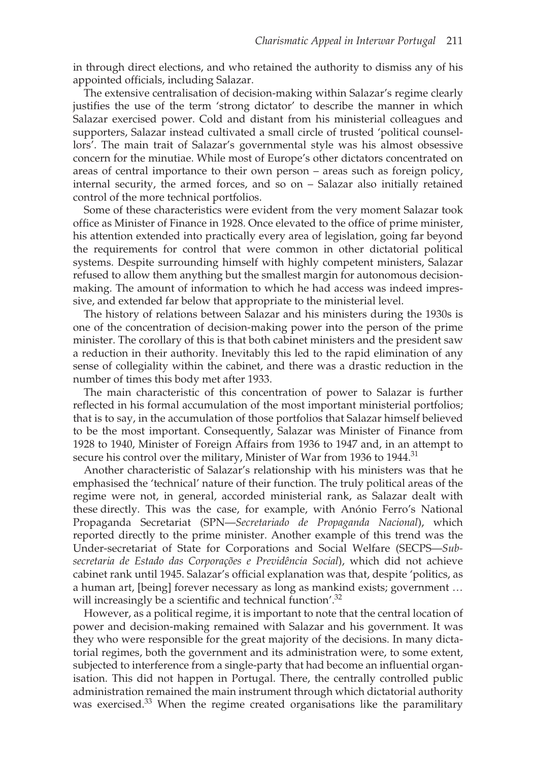in through direct elections, and who retained the authority to dismiss any of his appointed officials, including Salazar.

The extensive centralisation of decision-making within Salazar's regime clearly justifies the use of the term 'strong dictator' to describe the manner in which Salazar exercised power. Cold and distant from his ministerial colleagues and supporters, Salazar instead cultivated a small circle of trusted 'political counsellors'. The main trait of Salazar's governmental style was his almost obsessive concern for the minutiae. While most of Europe's other dictators concentrated on areas of central importance to their own person – areas such as foreign policy, internal security, the armed forces, and so on – Salazar also initially retained control of the more technical portfolios.

Some of these characteristics were evident from the very moment Salazar took office as Minister of Finance in 1928. Once elevated to the office of prime minister, his attention extended into practically every area of legislation, going far beyond the requirements for control that were common in other dictatorial political systems. Despite surrounding himself with highly competent ministers, Salazar refused to allow them anything but the smallest margin for autonomous decision-making. The amount of information to which he had access was indeed impressive, and extended far below that appropriate to the ministerial level.

The history of relations between Salazar and his ministers during the 1930s is one of the concentration of decision-making power into the person of the prime minister. The corollary of this is that both cabinet ministers and the president saw a reduction in their authority. Inevitably this led to the rapid elimination of any sense of collegiality within the cabinet, and there was a drastic reduction in the number of times this body met after 1933.

The main characteristic of this concentration of power to Salazar is further reflected in his formal accumulation of the most important ministerial portfolios; that is to say, in the accumulation of those portfolios that Salazar himself believed to be the most important. Consequently, Salazar was Minister of Finance from 1928 to 1940, Minister of Foreign Affairs from 1936 to 1947 and, in an attempt to secure his control over the military, Minister of War from 1936 to 1944.[31]

Another characteristic of Salazar's relationship with his ministers was that he emphasised the 'technical' nature of their function. The truly political areas of the regime were not, in general, accorded ministerial rank, as Salazar dealt with these directly. This was the case, for example, with Anónio Ferro's National Propaganda Secretariat (SPN—*Secretariado de Propaganda Nacional*), which reported directly to the prime minister. Another example of this trend was the Under-secretariat of State for Corporations and Social Welfare (SECPS—*Sub-secretaria de Estado das Corporações e Previdência Social*), which did not achieve cabinet rank until 1945. Salazar's official explanation was that, despite 'politics, as a human art, [being] forever necessary as long as mankind exists; government … will increasingly be a scientific and technical function'.[32]

However, as a political regime, it is important to note that the central location of power and decision-making remained with Salazar and his government. It was they who were responsible for the great majority of the decisions. In many dictatorial regimes, both the government and its administration were, to some extent, subjected to interference from a single-party that had become an influential organisation. This did not happen in Portugal. There, the centrally controlled public administration remained the main instrument through which dictatorial authority was exercised.[33] When the regime created organisations like the paramilitary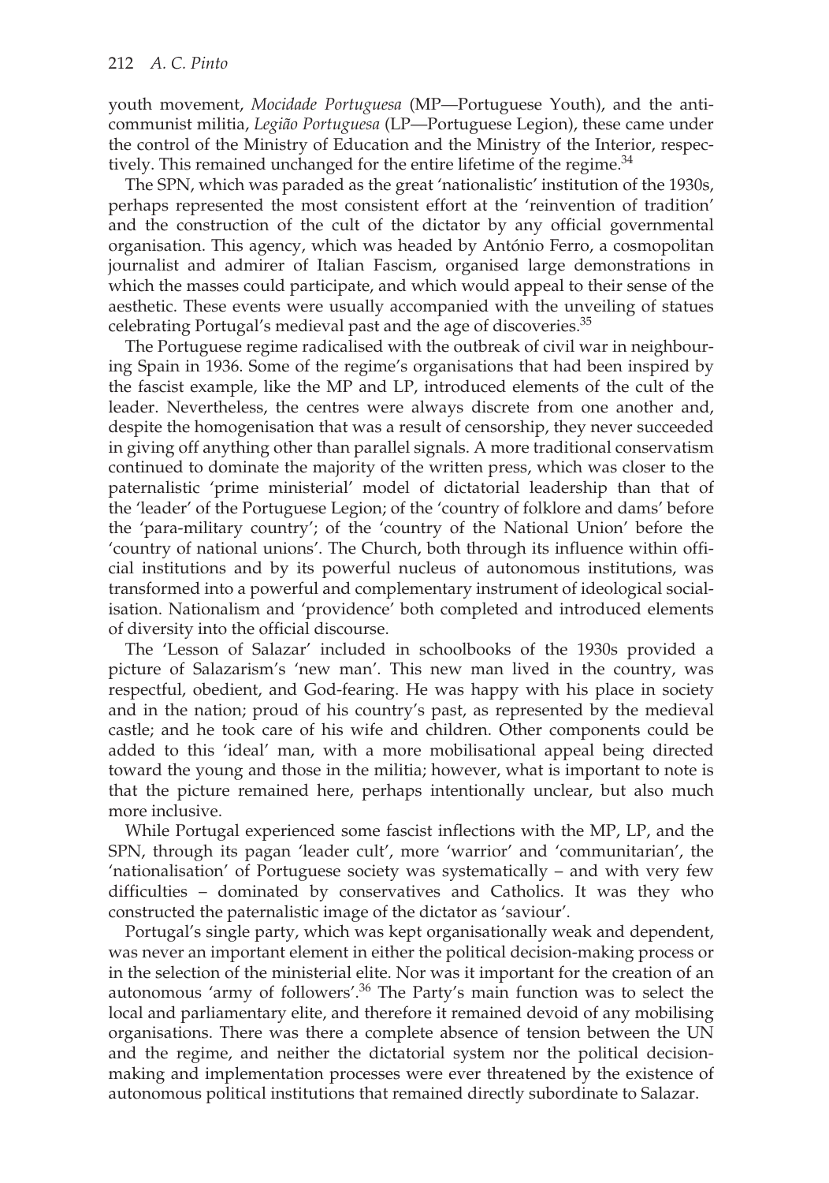youth movement, *Mocidade Portuguesa* (MP—Portuguese Youth), and the anti-communist militia, *Legião Portuguesa* (LP—Portuguese Legion), these came under the control of the Ministry of Education and the Ministry of the Interior, respectively. This remained unchanged for the entire lifetime of the regime.[34]

The SPN, which was paraded as the great 'nationalistic' institution of the 1930s, perhaps represented the most consistent effort at the 'reinvention of tradition' and the construction of the cult of the dictator by any official governmental organisation. This agency, which was headed by António Ferro, a cosmopolitan journalist and admirer of Italian Fascism, organised large demonstrations in which the masses could participate, and which would appeal to their sense of the aesthetic. These events were usually accompanied with the unveiling of statues celebrating Portugal's medieval past and the age of discoveries.[35]

The Portuguese regime radicalised with the outbreak of civil war in neighbouring Spain in 1936. Some of the regime's organisations that had been inspired by the fascist example, like the MP and LP, introduced elements of the cult of the leader. Nevertheless, the centres were always discrete from one another and, despite the homogenisation that was a result of censorship, they never succeeded in giving off anything other than parallel signals. A more traditional conservatism continued to dominate the majority of the written press, which was closer to the paternalistic 'prime ministerial' model of dictatorial leadership than that of the 'leader' of the Portuguese Legion; of the 'country of folklore and dams' before the 'para-military country'; of the 'country of the National Union' before the 'country of national unions'. The Church, both through its influence within official institutions and by its powerful nucleus of autonomous institutions, was transformed into a powerful and complementary instrument of ideological socialisation. Nationalism and 'providence' both completed and introduced elements of diversity into the official discourse.

The 'Lesson of Salazar' included in schoolbooks of the 1930s provided a picture of Salazarism's 'new man'. This new man lived in the country, was respectful, obedient, and God-fearing. He was happy with his place in society and in the nation; proud of his country's past, as represented by the medieval castle; and he took care of his wife and children. Other components could be added to this 'ideal' man, with a more mobilisational appeal being directed toward the young and those in the militia; however, what is important to note is that the picture remained here, perhaps intentionally unclear, but also much more inclusive.

While Portugal experienced some fascist inflections with the MP, LP, and the SPN, through its pagan 'leader cult', more 'warrior' and 'communitarian', the 'nationalisation' of Portuguese society was systematically – and with very few difficulties – dominated by conservatives and Catholics. It was they who constructed the paternalistic image of the dictator as 'saviour'.

Portugal's single party, which was kept organisationally weak and dependent, was never an important element in either the political decision-making process or in the selection of the ministerial elite. Nor was it important for the creation of an autonomous 'army of followers'.[36] The Party's main function was to select the local and parliamentary elite, and therefore it remained devoid of any mobilising organisations. There was there a complete absence of tension between the UN and the regime, and neither the dictatorial system nor the political decision-making and implementation processes were ever threatened by the existence of autonomous political institutions that remained directly subordinate to Salazar.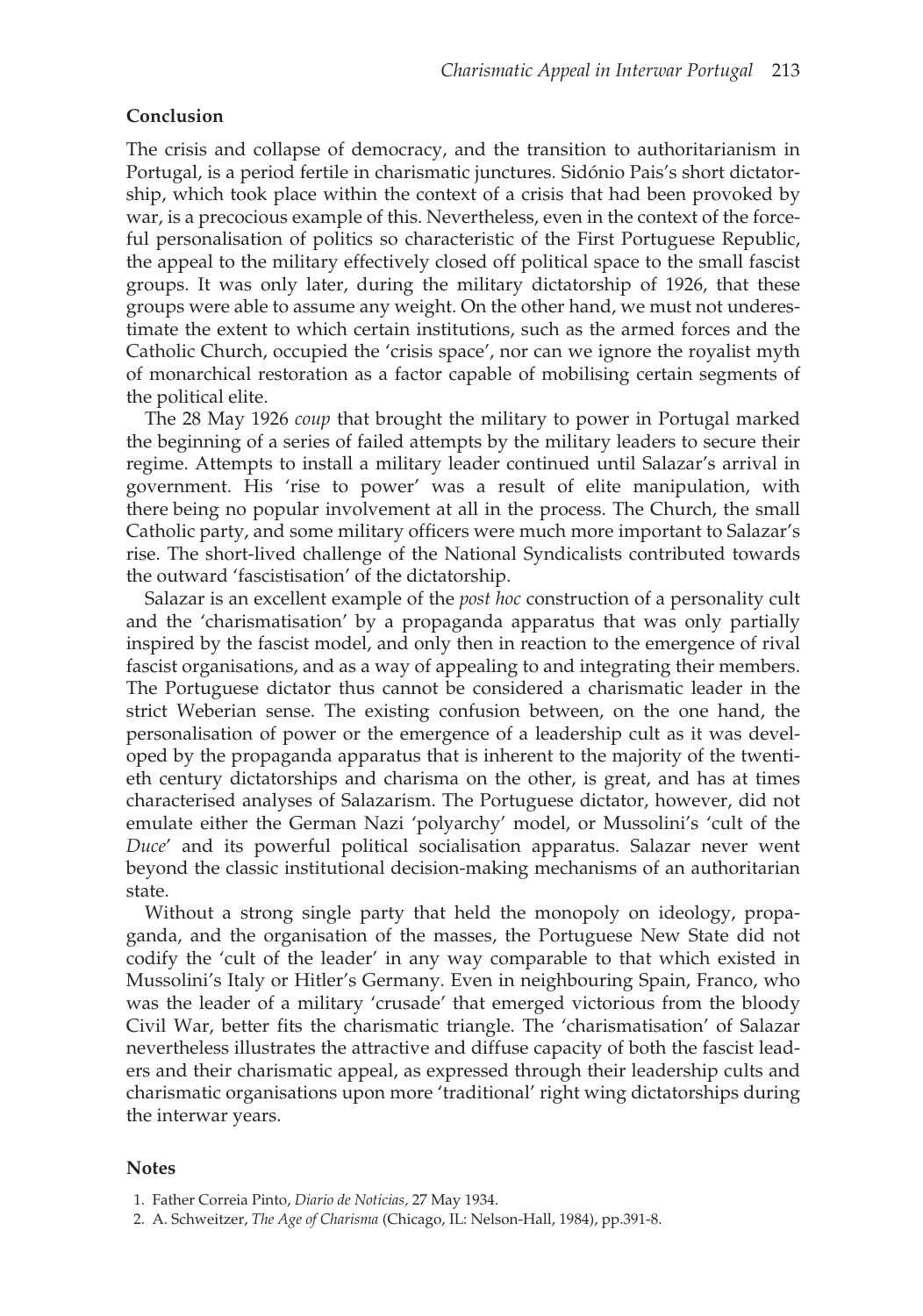## Conclusion

The crisis and collapse of democracy, and the transition to authoritarianism in Portugal, is a period fertile in charismatic junctures. Sidónio Pais's short dictatorship, which took place within the context of a crisis that had been provoked by war, is a precocious example of this. Nevertheless, even in the context of the forceful personalisation of politics so characteristic of the First Portuguese Republic, the appeal to the military effectively closed off political space to the small fascist groups. It was only later, during the military dictatorship of 1926, that these groups were able to assume any weight. On the other hand, we must not underestimate the extent to which certain institutions, such as the armed forces and the Catholic Church, occupied the 'crisis space', nor can we ignore the royalist myth of monarchical restoration as a factor capable of mobilising certain segments of the political elite.

The 28 May 1926 *coup* that brought the military to power in Portugal marked the beginning of a series of failed attempts by the military leaders to secure their regime. Attempts to install a military leader continued until Salazar's arrival in government. His 'rise to power' was a result of elite manipulation, with there being no popular involvement at all in the process. The Church, the small Catholic party, and some military officers were much more important to Salazar's rise. The short-lived challenge of the National Syndicalists contributed towards the outward 'fascistisation' of the dictatorship.

Salazar is an excellent example of the *post hoc* construction of a personality cult and the 'charismatisation' by a propaganda apparatus that was only partially inspired by the fascist model, and only then in reaction to the emergence of rival fascist organisations, and as a way of appealing to and integrating their members. The Portuguese dictator thus cannot be considered a charismatic leader in the strict Weberian sense. The existing confusion between, on the one hand, the personalisation of power or the emergence of a leadership cult as it was developed by the propaganda apparatus that is inherent to the majority of the twentieth century dictatorships and charisma on the other, is great, and has at times characterised analyses of Salazarism. The Portuguese dictator, however, did not emulate either the German Nazi 'polyarchy' model, or Mussolini's 'cult of the *Duce*' and its powerful political socialisation apparatus. Salazar never went beyond the classic institutional decision-making mechanisms of an authoritarian state.

Without a strong single party that held the monopoly on ideology, propaganda, and the organisation of the masses, the Portuguese New State did not codify the 'cult of the leader' in any way comparable to that which existed in Mussolini's Italy or Hitler's Germany. Even in neighbouring Spain, Franco, who was the leader of a military 'crusade' that emerged victorious from the bloody Civil War, better fits the charismatic triangle. The 'charismatisation' of Salazar nevertheless illustrates the attractive and diffuse capacity of both the fascist leaders and their charismatic appeal, as expressed through their leadership cults and charismatic organisations upon more 'traditional' right wing dictatorships during the interwar years.

## Notes

1. Father Correia Pinto, *Diario de Noticias,* 27 May 1934.
2. A. Schweitzer, *The Age of Charisma* (Chicago, IL: Nelson-Hall, 1984), pp.391-8.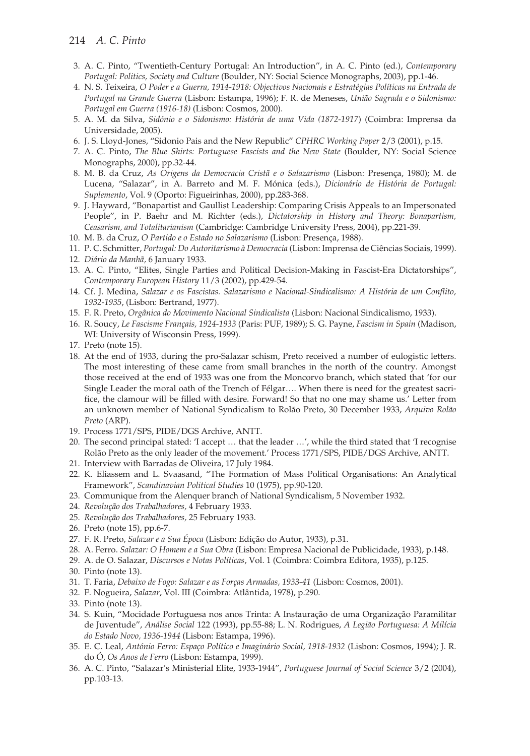3. A. C. Pinto, "Twentieth-Century Portugal: An Introduction", in A. C. Pinto (ed.), *Contemporary Portugal: Politics, Society and Culture* (Boulder, NY: Social Science Monographs, 2003), pp.1-46.
4. N. S. Teixeira, *O Poder e a Guerra, 1914-1918: Objectivos Nacionais e Estratégias Políticas na Entrada de Portugal na Grande Guerra* (Lisbon: Estampa, 1996); F. R. de Meneses, *União Sagrada e o Sidonismo: Portugal em Guerra (1916-18)* (Lisbon: Cosmos, 2000).
5. A. M. da Silva, *Sidónio e o Sidonismo: História de uma Vida (1872-1917*) (Coimbra: Imprensa da Universidade, 2005).
6. J. S. Lloyd-Jones, "Sidonio Pais and the New Republic" *CPHRC Working Paper* 2/3 (2001), p.15.
7. A. C. Pinto, *The Blue Shirts: Portuguese Fascists and the New State* (Boulder, NY: Social Science Monographs, 2000), pp.32-44.
8. M. B. da Cruz, *As Origens da Democracia Cristã e o Salazarismo* (Lisbon: Presença, 1980); M. de Lucena, "Salazar", in A. Barreto and M. F. Mónica (eds.), *Dicionário de História de Portugal: Suplemento*, Vol. 9 (Oporto: Figueirinhas, 2000), pp.283-368.
9. J. Hayward, "Bonapartist and Gaullist Leadership: Comparing Crisis Appeals to an Impersonated People", in P. Baehr and M. Richter (eds.), *Dictatorship in History and Theory: Bonapartism, Ceasarism, and Totalitarianism* (Cambridge: Cambridge University Press, 2004), pp.221-39.
10. M. B. da Cruz, *O Partido e o Estado no Salazarismo* (Lisbon: Presença, 1988).
11. P. C. Schmitter, *Portugal: Do Autoritarismo à Democracia* (Lisbon: Imprensa de Ciências Sociais, 1999).
12. *Diário da Manhã,* 6 January 1933.
13. A. C. Pinto, "Elites, Single Parties and Political Decision-Making in Fascist-Era Dictatorships", *Contemporary European History* 11/3 (2002), pp.429-54.
14. Cf. J. Medina, *Salazar e os Fascistas. Salazarismo e Nacional-Sindicalismo: A História de um Conflito, 1932-1935*, (Lisbon: Bertrand, 1977).
15. F. R. Preto, *Orgânica do Movimento Nacional Sindicalista* (Lisbon: Nacional Sindicalismo, 1933).
16. R. Soucy, *Le Fascisme Français, 1924-1933* (Paris: PUF, 1989); S. G. Payne, *Fascism in Spain* (Madison, WI: University of Wisconsin Press, 1999).
17. Preto (note 15).
18. At the end of 1933, during the pro-Salazar schism, Preto received a number of eulogistic letters. The most interesting of these came from small branches in the north of the country. Amongst those received at the end of 1933 was one from the Moncorvo branch, which stated that 'for our Single Leader the moral oath of the Trench of Félgar…. When there is need for the greatest sacrifice, the clamour will be filled with desire. Forward! So that no one may shame us.' Letter from an unknown member of National Syndicalism to Rolão Preto, 30 December 1933, *Arquivo Rolão Preto* (ARP).
19. Process 1771/SPS, PIDE/DGS Archive, ANTT.
20. The second principal stated: 'I accept … that the leader …', while the third stated that 'I recognise Rolão Preto as the only leader of the movement.' Process 1771/SPS, PIDE/DGS Archive, ANTT.
21. Interview with Barradas de Oliveira, 17 July 1984.
22. K. Eliassem and L. Svaasand, "The Formation of Mass Political Organisations: An Analytical Framework", *Scandinavian Political Studies* 10 (1975), pp.90-120.
23. Communique from the Alenquer branch of National Syndicalism, 5 November 1932.
24. *Revolução dos Trabalhadores,* 4 February 1933.
25. *Revolução dos Trabalhadores,* 25 February 1933.
26. Preto (note 15), pp.6-7.
27. F. R. Preto, *Salazar e a Sua Época* (Lisbon: Edição do Autor, 1933), p.31.
28. A. Ferro. *Salazar: O Homem e a Sua Obra* (Lisbon: Empresa Nacional de Publicidade, 1933), p.148.
29. A. de O. Salazar, *Discursos e Notas Políticas*, Vol. 1 (Coimbra: Coimbra Editora, 1935), p.125.
30. Pinto (note 13).
31. T. Faria, *Debaixo de Fogo: Salazar e as Forças Armadas, 1933-41* (Lisbon: Cosmos, 2001).
32. F. Nogueira, *Salazar*, Vol. III (Coimbra: Atlântida, 1978), p.290.
33. Pinto (note 13).
34. S. Kuin, "Mocidade Portuguesa nos anos Trinta: A Instauração de uma Organização Paramilitar de Juventude", *Análise Social* 122 (1993), pp.55-88; L. N. Rodrigues, *A Legião Portuguesa: A Milícia do Estado Novo, 1936-1944* (Lisbon: Estampa, 1996).
35. E. C. Leal, *António Ferro: Espaço Político e Imaginário Social, 1918-1932* (Lisbon: Cosmos, 1994); J. R. do Ó, *Os Anos de Ferro* (Lisbon: Estampa, 1999).
36. A. C. Pinto, "Salazar's Ministerial Elite, 1933-1944", *Portuguese Journal of Social Science* 3/2 (2004), pp.103-13.